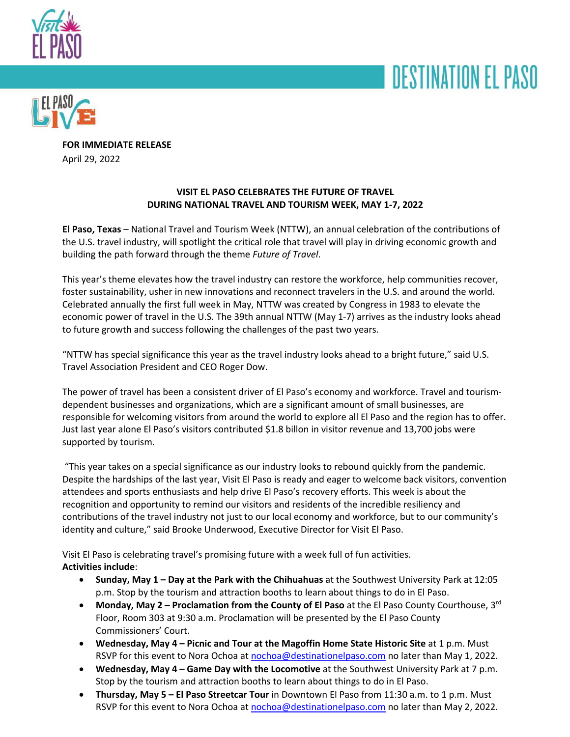DESTINATION EL PASO

**FOR IMMEDIATE RELEASE**
April 29, 2022

**VISIT EL PASO CELEBRATES THE FUTURE OF TRAVEL DURING NATIONAL TRAVEL AND TOURISM WEEK, MAY 1-7, 2022**

**El Paso, Texas** – National Travel and Tourism Week (NTTW), an annual celebration of the contributions of the U.S. travel industry, will spotlight the critical role that travel will play in driving economic growth and building the path forward through the theme *Future of Travel*.

This year's theme elevates how the travel industry can restore the workforce, help communities recover, foster sustainability, usher in new innovations and reconnect travelers in the U.S. and around the world. Celebrated annually the first full week in May, NTTW was created by Congress in 1983 to elevate the economic power of travel in the U.S. The 39th annual NTTW (May 1-7) arrives as the industry looks ahead to future growth and success following the challenges of the past two years.

"NTTW has special significance this year as the travel industry looks ahead to a bright future," said U.S. Travel Association President and CEO Roger Dow.

The power of travel has been a consistent driver of El Paso's economy and workforce. Travel and tourism-dependent businesses and organizations, which are a significant amount of small businesses, are responsible for welcoming visitors from around the world to explore all El Paso and the region has to offer. Just last year alone El Paso's visitors contributed $1.8 billon in visitor revenue and 13,700 jobs were supported by tourism.

"This year takes on a special significance as our industry looks to rebound quickly from the pandemic. Despite the hardships of the last year, Visit El Paso is ready and eager to welcome back visitors, convention attendees and sports enthusiasts and help drive El Paso's recovery efforts. This week is about the recognition and opportunity to remind our visitors and residents of the incredible resiliency and contributions of the travel industry not just to our local economy and workforce, but to our community's identity and culture," said Brooke Underwood, Executive Director for Visit El Paso.

Visit El Paso is celebrating travel's promising future with a week full of fun activities.
**Activities include**:

- **Sunday, May 1 – Day at the Park with the Chihuahuas** at the Southwest University Park at 12:05 p.m. Stop by the tourism and attraction booths to learn about things to do in El Paso.
- **Monday, May 2 – Proclamation from the County of El Paso** at the El Paso County Courthouse, 3rd Floor, Room 303 at 9:30 a.m. Proclamation will be presented by the El Paso County Commissioners' Court.
- **Wednesday, May 4 – Picnic and Tour at the Magoffin Home State Historic Site** at 1 p.m. Must RSVP for this event to Nora Ochoa at nochoa@destinationelpaso.com no later than May 1, 2022.
- **Wednesday, May 4 – Game Day with the Locomotive** at the Southwest University Park at 7 p.m. Stop by the tourism and attraction booths to learn about things to do in El Paso.
- **Thursday, May 5 – El Paso Streetcar Tour** in Downtown El Paso from 11:30 a.m. to 1 p.m. Must RSVP for this event to Nora Ochoa at nochoa@destinationelpaso.com no later than May 2, 2022.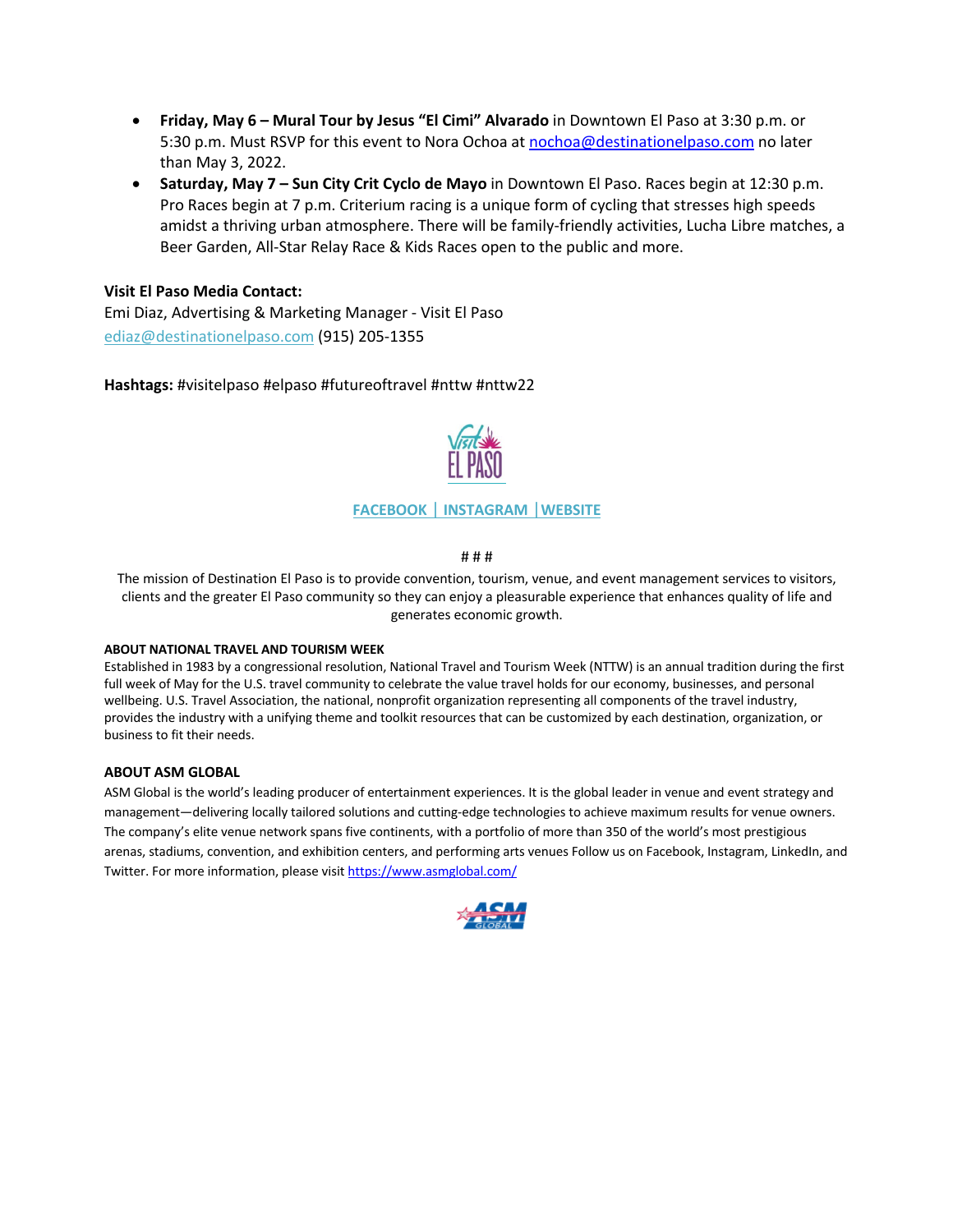- **Friday, May 6 – Mural Tour by Jesus "El Cimi" Alvarado** in Downtown El Paso at 3:30 p.m. or 5:30 p.m. Must RSVP for this event to Nora Ochoa at nochoa@destinationelpaso.com no later than May 3, 2022.
- **Saturday, May 7 – Sun City Crit Cyclo de Mayo** in Downtown El Paso. Races begin at 12:30 p.m. Pro Races begin at 7 p.m. Criterium racing is a unique form of cycling that stresses high speeds amidst a thriving urban atmosphere. There will be family-friendly activities, Lucha Libre matches, a Beer Garden, All-Star Relay Race & Kids Races open to the public and more.

**Visit El Paso Media Contact:**
Emi Diaz, Advertising & Marketing Manager - Visit El Paso
ediaz@destinationelpaso.com (915) 205-1355

**Hashtags:** #visitelpaso #elpaso #futureoftravel #nttw #nttw22

Visit EL PASO

FACEBOOK | INSTAGRAM | WEBSITE

# # #

The mission of Destination El Paso is to provide convention, tourism, venue, and event management services to visitors, clients and the greater El Paso community so they can enjoy a pleasurable experience that enhances quality of life and generates economic growth.

**ABOUT NATIONAL TRAVEL AND TOURISM WEEK**
Established in 1983 by a congressional resolution, National Travel and Tourism Week (NTTW) is an annual tradition during the first full week of May for the U.S. travel community to celebrate the value travel holds for our economy, businesses, and personal wellbeing. U.S. Travel Association, the national, nonprofit organization representing all components of the travel industry, provides the industry with a unifying theme and toolkit resources that can be customized by each destination, organization, or business to fit their needs.

**ABOUT ASM GLOBAL**
ASM Global is the world's leading producer of entertainment experiences. It is the global leader in venue and event strategy and management—delivering locally tailored solutions and cutting-edge technologies to achieve maximum results for venue owners. The company's elite venue network spans five continents, with a portfolio of more than 350 of the world's most prestigious arenas, stadiums, convention, and exhibition centers, and performing arts venues Follow us on Facebook, Instagram, LinkedIn, and Twitter. For more information, please visit https://www.asmglobal.com/

ASM GLOBAL